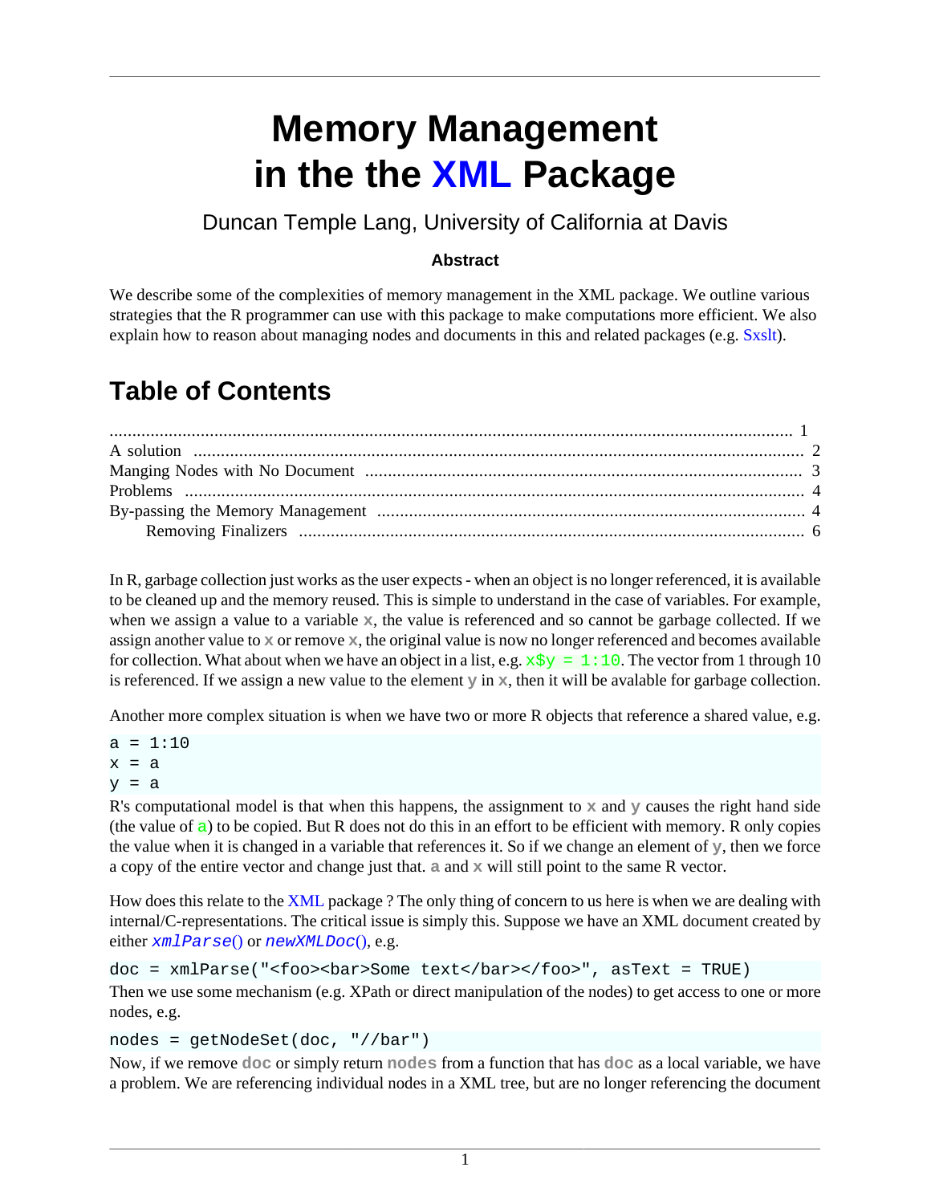# Memory Management in the the XML Package

Duncan Temple Lang, University of California at Davis

**Abstract**

We describe some of the complexities of memory management in the XML package. We outline various strategies that the R programmer can use with this package to make computations more efficient. We also explain how to reason about managing nodes and documents in this and related packages (e.g. Sxslt).

## Table of Contents

- ........ 1
- A solution ........ 2
- Manging Nodes with No Document ........ 3
- Problems ........ 4
- By-passing the Memory Management ........ 4
  - Removing Finalizers ........ 6

In R, garbage collection just works as the user expects - when an object is no longer referenced, it is available to be cleaned up and the memory reused. This is simple to understand in the case of variables. For example, when we assign a value to a variable `x`, the value is referenced and so cannot be garbage collected. If we assign another value to `x` or remove `x`, the original value is now no longer referenced and becomes available for collection. What about when we have an object in a list, e.g. `x$y = 1:10`. The vector from 1 through 10 is referenced. If we assign a new value to the element `y` in `x`, then it will be avalable for garbage collection.

Another more complex situation is when we have two or more R objects that reference a shared value, e.g.

```
a = 1:10
x = a
y = a
```

R's computational model is that when this happens, the assignment to `x` and `y` causes the right hand side (the value of `a`) to be copied. But R does not do this in an effort to be efficient with memory. R only copies the value when it is changed in a variable that references it. So if we change an element of `y`, then we force a copy of the entire vector and change just that. `a` and `x` will still point to the same R vector.

How does this relate to the XML package ? The only thing of concern to us here is when we are dealing with internal/C-representations. The critical issue is simply this. Suppose we have an XML document created by either *xmlParse()* or *newXMLDoc()*, e.g.

```
doc = xmlParse("<foo><bar>Some text</bar></foo>", asText = TRUE)
```

Then we use some mechanism (e.g. XPath or direct manipulation of the nodes) to get access to one or more nodes, e.g.

```
nodes = getNodeSet(doc, "//bar")
```

Now, if we remove `doc` or simply return `nodes` from a function that has `doc` as a local variable, we have a problem. We are referencing individual nodes in a XML tree, but are no longer referencing the document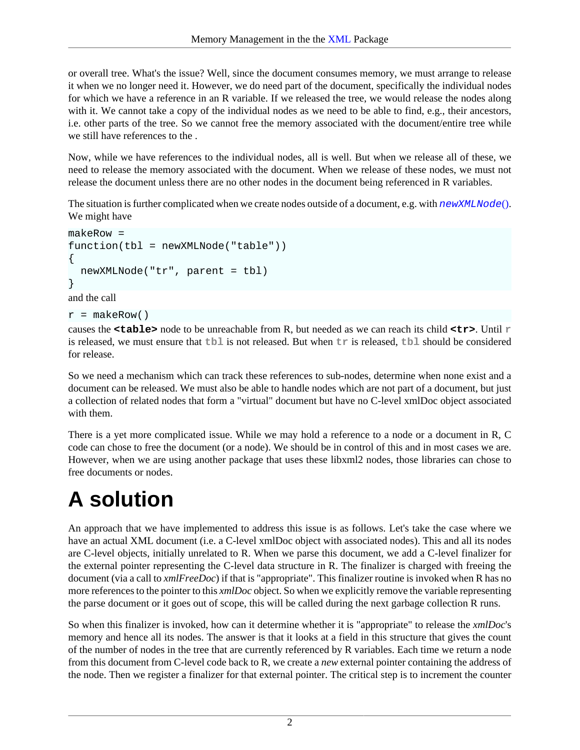or overall tree. What's the issue? Well, since the document consumes memory, we must arrange to release it when we no longer need it. However, we do need part of the document, specifically the individual nodes for which we have a reference in an R variable. If we released the tree, we would release the nodes along with it. We cannot take a copy of the individual nodes as we need to be able to find, e.g., their ancestors, i.e. other parts of the tree. So we cannot free the memory associated with the document/entire tree while we still have references to the .

Now, while we have references to the individual nodes, all is well. But when we release all of these, we need to release the memory associated with the document. When we release of these nodes, we must not release the document unless there are no other nodes in the document being referenced in R variables.

The situation is further complicated when we create nodes outside of a document, e.g. with `newXMLNode()`. We might have

```
makeRow =
function(tbl = newXMLNode("table"))
{
  newXMLNode("tr", parent = tbl)
}
```

and the call

```
r = makeRow()
```

causes the **`<table>`** node to be unreachable from R, but needed as we can reach its child **`<tr>`**. Until `r` is released, we must ensure that `tbl` is not released. But when `tr` is released, `tbl` should be considered for release.

So we need a mechanism which can track these references to sub-nodes, determine when none exist and a document can be released. We must also be able to handle nodes which are not part of a document, but just a collection of related nodes that form a "virtual" document but have no C-level xmlDoc object associated with them.

There is a yet more complicated issue. While we may hold a reference to a node or a document in R, C code can chose to free the document (or a node). We should be in control of this and in most cases we are. However, when we are using another package that uses these libxml2 nodes, those libraries can chose to free documents or nodes.

# A solution

An approach that we have implemented to address this issue is as follows. Let's take the case where we have an actual XML document (i.e. a C-level xmlDoc object with associated nodes). This and all its nodes are C-level objects, initially unrelated to R. When we parse this document, we add a C-level finalizer for the external pointer representing the C-level data structure in R. The finalizer is charged with freeing the document (via a call to *xmlFreeDoc*) if that is "appropriate". This finalizer routine is invoked when R has no more references to the pointer to this *xmlDoc* object. So when we explicitly remove the variable representing the parse document or it goes out of scope, this will be called during the next garbage collection R runs.

So when this finalizer is invoked, how can it determine whether it is "appropriate" to release the *xmlDoc*'s memory and hence all its nodes. The answer is that it looks at a field in this structure that gives the count of the number of nodes in the tree that are currently referenced by R variables. Each time we return a node from this document from C-level code back to R, we create a *new* external pointer containing the address of the node. Then we register a finalizer for that external pointer. The critical step is to increment the counter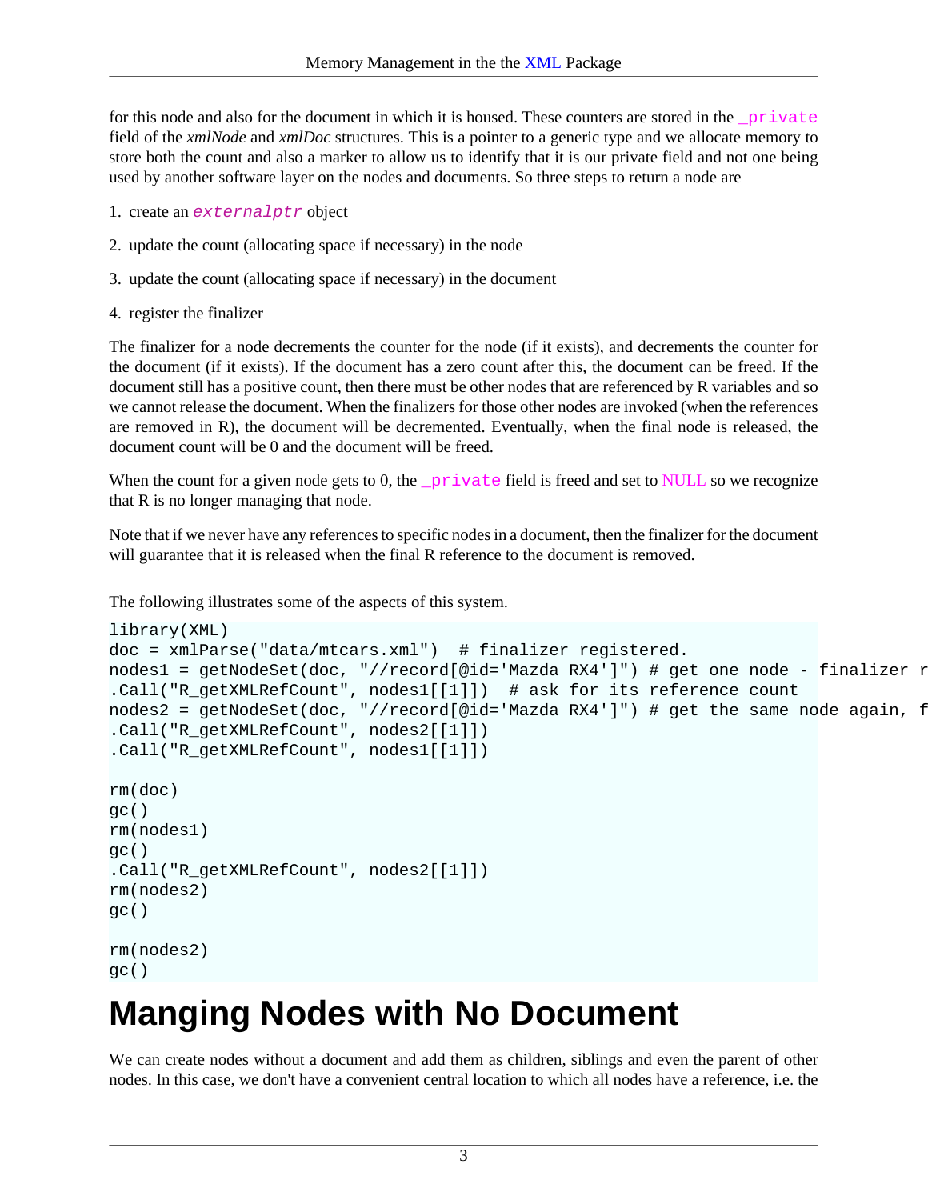for this node and also for the document in which it is housed. These counters are stored in the `_private` field of the *xmlNode* and *xmlDoc* structures. This is a pointer to a generic type and we allocate memory to store both the count and also a marker to allow us to identify that it is our private field and not one being used by another software layer on the nodes and documents. So three steps to return a node are

1. create an `externalptr` object
2. update the count (allocating space if necessary) in the node
3. update the count (allocating space if necessary) in the document
4. register the finalizer

The finalizer for a node decrements the counter for the node (if it exists), and decrements the counter for the document (if it exists). If the document has a zero count after this, the document can be freed. If the document still has a positive count, then there must be other nodes that are referenced by R variables and so we cannot release the document. When the finalizers for those other nodes are invoked (when the references are removed in R), the document will be decremented. Eventually, when the final node is released, the document count will be 0 and the document will be freed.

When the count for a given node gets to 0, the `_private` field is freed and set to NULL so we recognize that R is no longer managing that node.

Note that if we never have any references to specific nodes in a document, then the finalizer for the document will guarantee that it is released when the final R reference to the document is removed.

The following illustrates some of the aspects of this system.

```
library(XML)
doc = xmlParse("data/mtcars.xml")  # finalizer registered.
nodes1 = getNodeSet(doc, "//record[@id='Mazda RX4']") # get one node - finalizer r
.Call("R_getXMLRefCount", nodes1[[1]])  # ask for its reference count
nodes2 = getNodeSet(doc, "//record[@id='Mazda RX4']") # get the same node again, f
.Call("R_getXMLRefCount", nodes2[[1]])
.Call("R_getXMLRefCount", nodes1[[1]])

rm(doc)
gc()
rm(nodes1)
gc()
.Call("R_getXMLRefCount", nodes2[[1]])
rm(nodes2)
gc()

rm(nodes2)
gc()
```

# Manging Nodes with No Document

We can create nodes without a document and add them as children, siblings and even the parent of other nodes. In this case, we don't have a convenient central location to which all nodes have a reference, i.e. the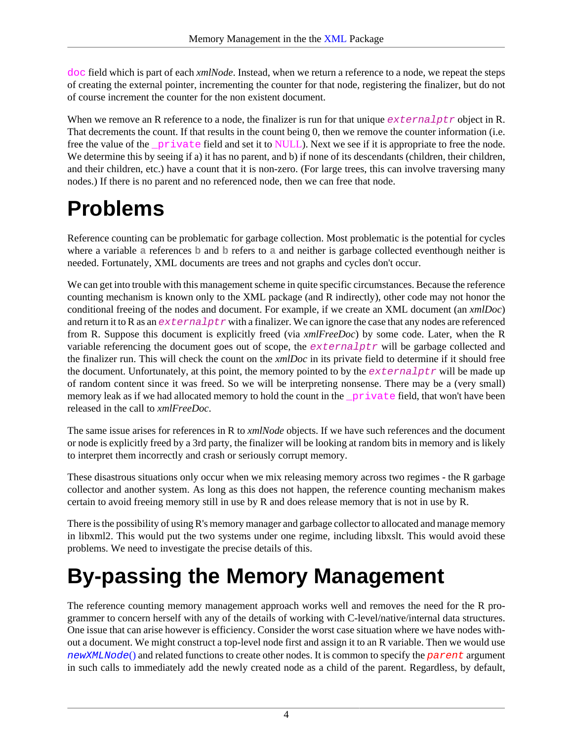`doc` field which is part of each *xmlNode*. Instead, when we return a reference to a node, we repeat the steps of creating the external pointer, incrementing the counter for that node, registering the finalizer, but do not of course increment the counter for the non existent document.

When we remove an R reference to a node, the finalizer is run for that unique *`externalptr`* object in R. That decrements the count. If that results in the count being 0, then we remove the counter information (i.e. free the value of the `_private` field and set it to NULL). Next we see if it is appropriate to free the node. We determine this by seeing if a) it has no parent, and b) if none of its descendants (children, their children, and their children, etc.) have a count that it is non-zero. (For large trees, this can involve traversing many nodes.) If there is no parent and no referenced node, then we can free that node.

# Problems

Reference counting can be problematic for garbage collection. Most problematic is the potential for cycles where a variable **a** references **b** and **b** refers to **a** and neither is garbage collected eventhough neither is needed. Fortunately, XML documents are trees and not graphs and cycles don't occur.

We can get into trouble with this management scheme in quite specific circumstances. Because the reference counting mechanism is known only to the XML package (and R indirectly), other code may not honor the conditional freeing of the nodes and document. For example, if we create an XML document (an *xmlDoc*) and return it to R as an *`externalptr`* with a finalizer. We can ignore the case that any nodes are referenced from R. Suppose this document is explicitly freed (via *xmlFreeDoc*) by some code. Later, when the R variable referencing the document goes out of scope, the *`externalptr`* will be garbage collected and the finalizer run. This will check the count on the *xmlDoc* in its private field to determine if it should free the document. Unfortunately, at this point, the memory pointed to by the *`externalptr`* will be made up of random content since it was freed. So we will be interpreting nonsense. There may be a (very small) memory leak as if we had allocated memory to hold the count in the `_private` field, that won't have been released in the call to *xmlFreeDoc*.

The same issue arises for references in R to *xmlNode* objects. If we have such references and the document or node is explicitly freed by a 3rd party, the finalizer will be looking at random bits in memory and is likely to interpret them incorrectly and crash or seriously corrupt memory.

These disastrous situations only occur when we mix releasing memory across two regimes - the R garbage collector and another system. As long as this does not happen, the reference counting mechanism makes certain to avoid freeing memory still in use by R and does release memory that is not in use by R.

There is the possibility of using R's memory manager and garbage collector to allocated and manage memory in libxml2. This would put the two systems under one regime, including libxslt. This would avoid these problems. We need to investigate the precise details of this.

# By-passing the Memory Management

The reference counting memory management approach works well and removes the need for the R programmer to concern herself with any of the details of working with C-level/native/internal data structures. One issue that can arise however is efficiency. Consider the worst case situation where we have nodes without a document. We might construct a top-level node first and assign it to an R variable. Then we would use *`newXMLNode`*() and related functions to create other nodes. It is common to specify the *`parent`* argument in such calls to immediately add the newly created node as a child of the parent. Regardless, by default,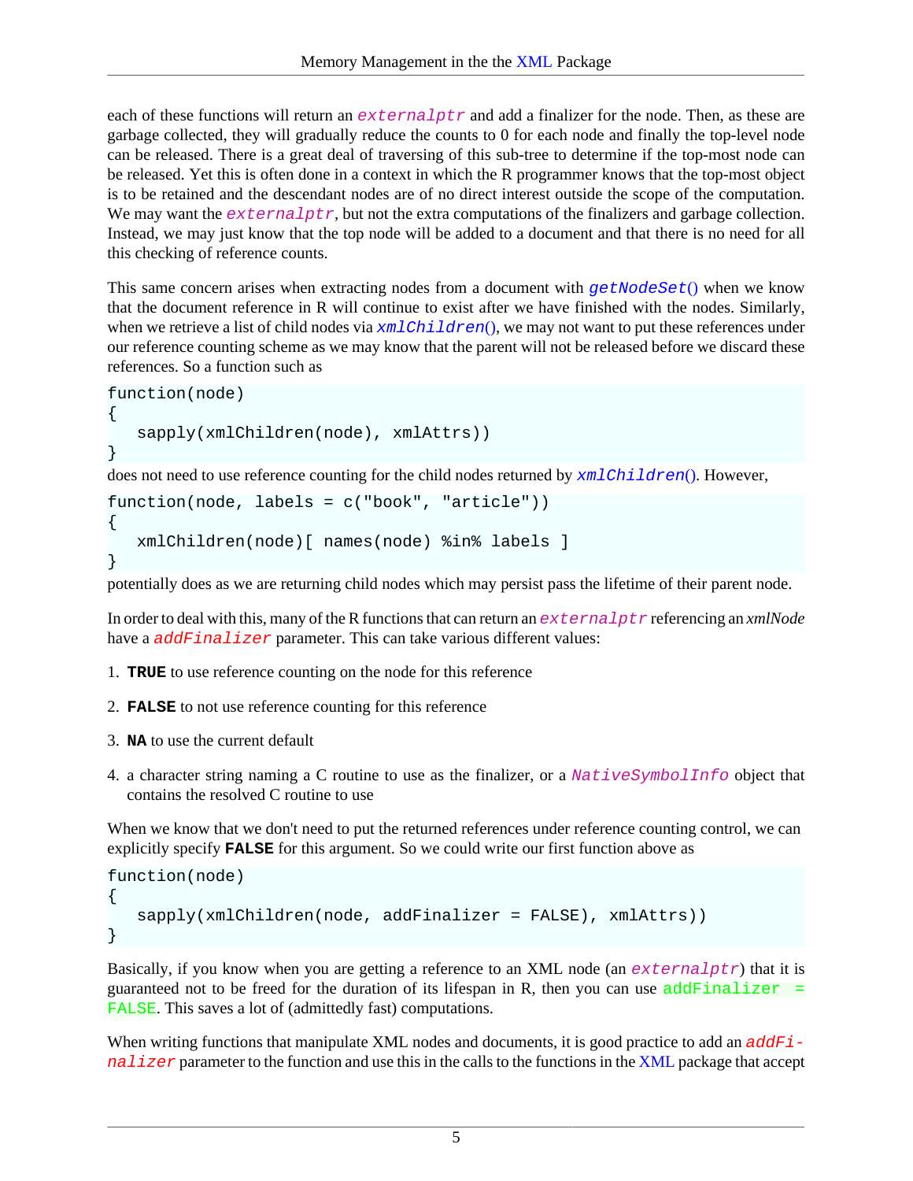each of these functions will return an `externalptr` and add a finalizer for the node. Then, as these are garbage collected, they will gradually reduce the counts to 0 for each node and finally the top-level node can be released. There is a great deal of traversing of this sub-tree to determine if the top-most node can be released. Yet this is often done in a context in which the R programmer knows that the top-most object is to be retained and the descendant nodes are of no direct interest outside the scope of the computation. We may want the `externalptr`, but not the extra computations of the finalizers and garbage collection. Instead, we may just know that the top node will be added to a document and that there is no need for all this checking of reference counts.

This same concern arises when extracting nodes from a document with `getNodeSet()` when we know that the document reference in R will continue to exist after we have finished with the nodes. Similarly, when we retrieve a list of child nodes via `xmlChildren()`, we may not want to put these references under our reference counting scheme as we may know that the parent will not be released before we discard these references. So a function such as

```
function(node)
{
   sapply(xmlChildren(node), xmlAttrs))
}
```

does not need to use reference counting for the child nodes returned by `xmlChildren()`. However,

```
function(node, labels = c("book", "article"))
{
   xmlChildren(node)[ names(node) %in% labels ]
}
```

potentially does as we are returning child nodes which may persist pass the lifetime of their parent node.

In order to deal with this, many of the R functions that can return an `externalptr` referencing an *xmlNode* have a `addFinalizer` parameter. This can take various different values:

1. **TRUE** to use reference counting on the node for this reference
2. **FALSE** to not use reference counting for this reference
3. **NA** to use the current default
4. a character string naming a C routine to use as the finalizer, or a `NativeSymbolInfo` object that contains the resolved C routine to use

When we know that we don't need to put the returned references under reference counting control, we can explicitly specify **FALSE** for this argument. So we could write our first function above as

```
function(node)
{
   sapply(xmlChildren(node, addFinalizer = FALSE), xmlAttrs))
}
```

Basically, if you know when you are getting a reference to an XML node (an `externalptr`) that it is guaranteed not to be freed for the duration of its lifespan in R, then you can use `addFinalizer = FALSE`. This saves a lot of (admittedly fast) computations.

When writing functions that manipulate XML nodes and documents, it is good practice to add an `addFinalizer` parameter to the function and use this in the calls to the functions in the XML package that accept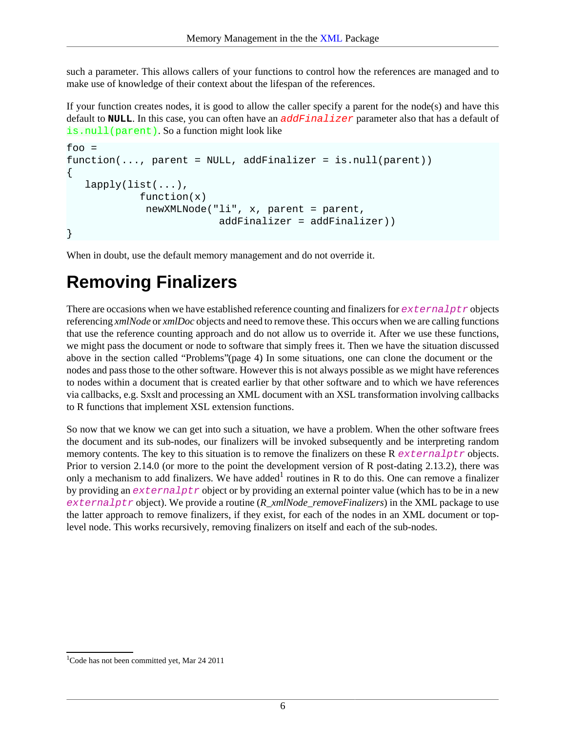such a parameter. This allows callers of your functions to control how the references are managed and to make use of knowledge of their context about the lifespan of the references.

If your function creates nodes, it is good to allow the caller specify a parent for the node(s) and have this default to **NULL**. In this case, you can often have an `addFinalizer` parameter also that has a default of `is.null(parent)`. So a function might look like

```
foo =
function(..., parent = NULL, addFinalizer = is.null(parent))
{
   lapply(list(...),
            function(x)
             newXMLNode("li", x, parent = parent,
                          addFinalizer = addFinalizer))
}
```

When in doubt, use the default memory management and do not override it.

# Removing Finalizers

There are occasions when we have established reference counting and finalizers for `externalptr` objects referencing *xmlNode* or *xmlDoc* objects and need to remove these. This occurs when we are calling functions that use the reference counting approach and do not allow us to override it. After we use these functions, we might pass the document or node to software that simply frees it. Then we have the situation discussed above in the section called "Problems"(page 4) In some situations, one can clone the document or the nodes and pass those to the other software. However this is not always possible as we might have references to nodes within a document that is created earlier by that other software and to which we have references via callbacks, e.g. Sxslt and processing an XML document with an XSL transformation involving callbacks to R functions that implement XSL extension functions.

So now that we know we can get into such a situation, we have a problem. When the other software frees the document and its sub-nodes, our finalizers will be invoked subsequently and be interpreting random memory contents. The key to this situation is to remove the finalizers on these R `externalptr` objects. Prior to version 2.14.0 (or more to the point the development version of R post-dating 2.13.2), there was only a mechanism to add finalizers. We have added[1] routines in R to do this. One can remove a finalizer by providing an `externalptr` object or by providing an external pointer value (which has to be in a new `externalptr` object). We provide a routine (*R_xmlNode_removeFinalizers*) in the XML package to use the latter approach to remove finalizers, if they exist, for each of the nodes in an XML document or top-level node. This works recursively, removing finalizers on itself and each of the sub-nodes.

[1]Code has not been committed yet, Mar 24 2011